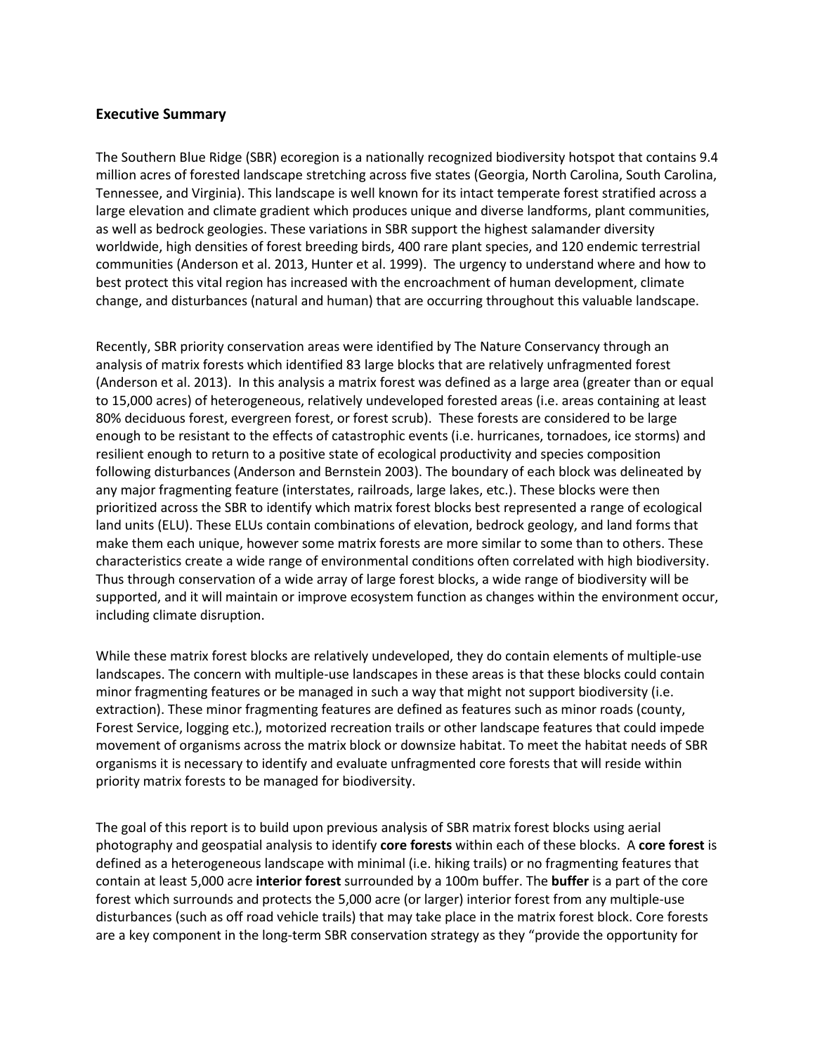## Executive Summary

The Southern Blue Ridge (SBR) ecoregion is a nationally recognized biodiversity hotspot that contains 9.4 million acres of forested landscape stretching across five states (Georgia, North Carolina, South Carolina, Tennessee, and Virginia). This landscape is well known for its intact temperate forest stratified across a large elevation and climate gradient which produces unique and diverse landforms, plant communities, as well as bedrock geologies. These variations in SBR support the highest salamander diversity worldwide, high densities of forest breeding birds, 400 rare plant species, and 120 endemic terrestrial communities (Anderson et al. 2013, Hunter et al. 1999). The urgency to understand where and how to best protect this vital region has increased with the encroachment of human development, climate change, and disturbances (natural and human) that are occurring throughout this valuable landscape.

Recently, SBR priority conservation areas were identified by The Nature Conservancy through an analysis of matrix forests which identified 83 large blocks that are relatively unfragmented forest (Anderson et al. 2013). In this analysis a matrix forest was defined as a large area (greater than or equal to 15,000 acres) of heterogeneous, relatively undeveloped forested areas (i.e. areas containing at least 80% deciduous forest, evergreen forest, or forest scrub). These forests are considered to be large enough to be resistant to the effects of catastrophic events (i.e. hurricanes, tornadoes, ice storms) and resilient enough to return to a positive state of ecological productivity and species composition following disturbances (Anderson and Bernstein 2003). The boundary of each block was delineated by any major fragmenting feature (interstates, railroads, large lakes, etc.). These blocks were then prioritized across the SBR to identify which matrix forest blocks best represented a range of ecological land units (ELU). These ELUs contain combinations of elevation, bedrock geology, and land forms that make them each unique, however some matrix forests are more similar to some than to others. These characteristics create a wide range of environmental conditions often correlated with high biodiversity. Thus through conservation of a wide array of large forest blocks, a wide range of biodiversity will be supported, and it will maintain or improve ecosystem function as changes within the environment occur, including climate disruption.

While these matrix forest blocks are relatively undeveloped, they do contain elements of multiple-use landscapes. The concern with multiple-use landscapes in these areas is that these blocks could contain minor fragmenting features or be managed in such a way that might not support biodiversity (i.e. extraction). These minor fragmenting features are defined as features such as minor roads (county, Forest Service, logging etc.), motorized recreation trails or other landscape features that could impede movement of organisms across the matrix block or downsize habitat. To meet the habitat needs of SBR organisms it is necessary to identify and evaluate unfragmented core forests that will reside within priority matrix forests to be managed for biodiversity.

The goal of this report is to build upon previous analysis of SBR matrix forest blocks using aerial photography and geospatial analysis to identify **core forests** within each of these blocks. A **core forest** is defined as a heterogeneous landscape with minimal (i.e. hiking trails) or no fragmenting features that contain at least 5,000 acre **interior forest** surrounded by a 100m buffer. The **buffer** is a part of the core forest which surrounds and protects the 5,000 acre (or larger) interior forest from any multiple-use disturbances (such as off road vehicle trails) that may take place in the matrix forest block. Core forests are a key component in the long-term SBR conservation strategy as they "provide the opportunity for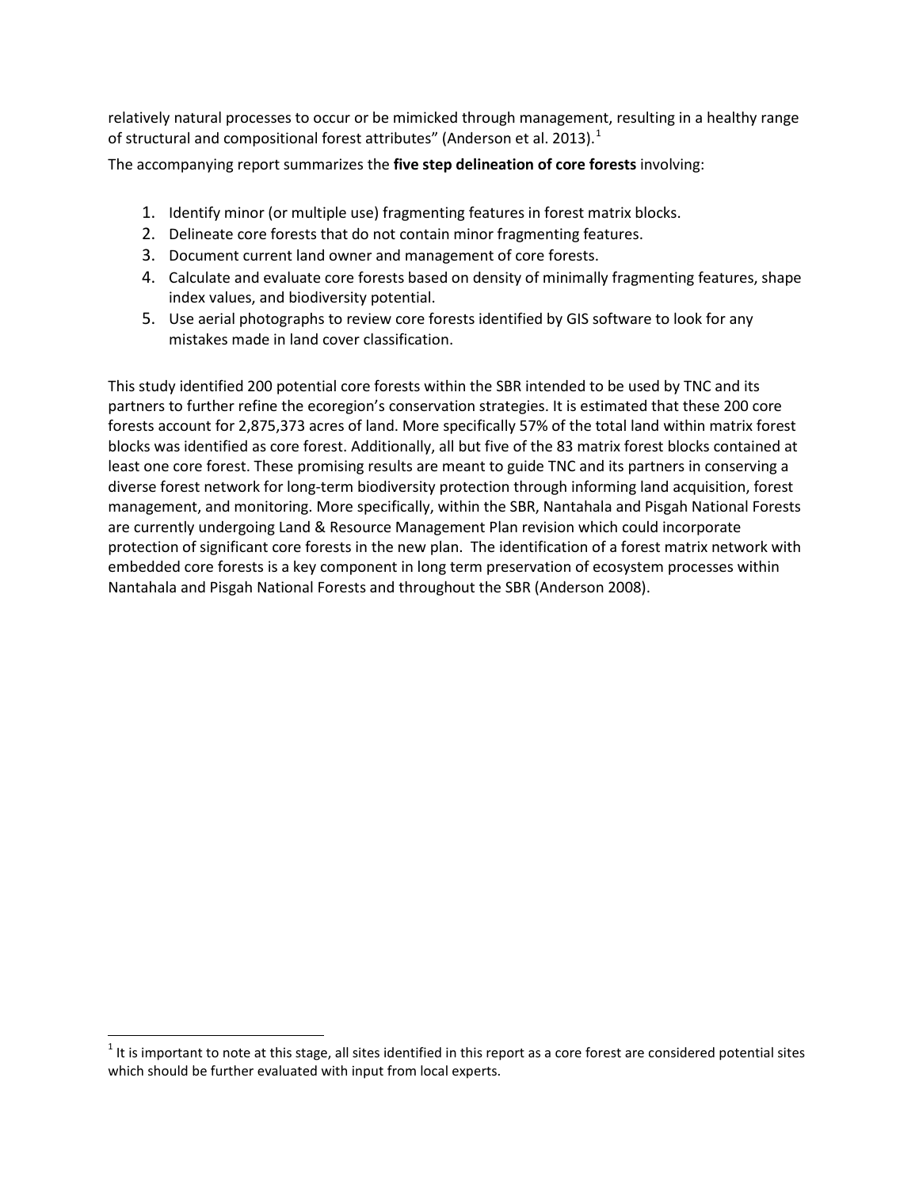relatively natural processes to occur or be mimicked through management, resulting in a healthy range of structural and compositional forest attributes" (Anderson et al. 2013).[1]

The accompanying report summarizes the **five step delineation of core forests** involving:

1. Identify minor (or multiple use) fragmenting features in forest matrix blocks.
2. Delineate core forests that do not contain minor fragmenting features.
3. Document current land owner and management of core forests.
4. Calculate and evaluate core forests based on density of minimally fragmenting features, shape index values, and biodiversity potential.
5. Use aerial photographs to review core forests identified by GIS software to look for any mistakes made in land cover classification.

This study identified 200 potential core forests within the SBR intended to be used by TNC and its partners to further refine the ecoregion's conservation strategies. It is estimated that these 200 core forests account for 2,875,373 acres of land. More specifically 57% of the total land within matrix forest blocks was identified as core forest. Additionally, all but five of the 83 matrix forest blocks contained at least one core forest. These promising results are meant to guide TNC and its partners in conserving a diverse forest network for long-term biodiversity protection through informing land acquisition, forest management, and monitoring. More specifically, within the SBR, Nantahala and Pisgah National Forests are currently undergoing Land & Resource Management Plan revision which could incorporate protection of significant core forests in the new plan. The identification of a forest matrix network with embedded core forests is a key component in long term preservation of ecosystem processes within Nantahala and Pisgah National Forests and throughout the SBR (Anderson 2008).

[1] It is important to note at this stage, all sites identified in this report as a core forest are considered potential sites which should be further evaluated with input from local experts.